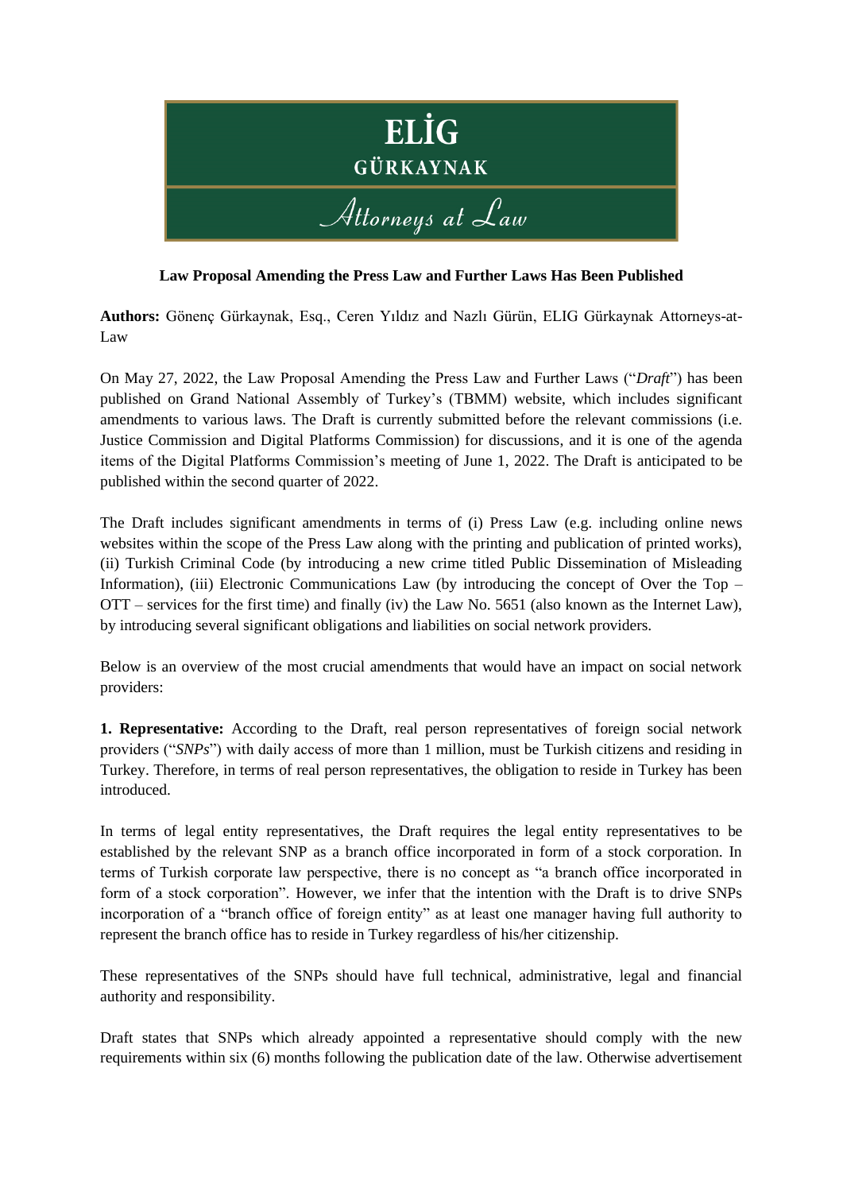ELİG
GÜRKAYNAK
Attorneys at Law

**Law Proposal Amending the Press Law and Further Laws Has Been Published**

**Authors:** Gönenç Gürkaynak, Esq., Ceren Yıldız and Nazlı Gürün, ELIG Gürkaynak Attorneys-at-Law

On May 27, 2022, the Law Proposal Amending the Press Law and Further Laws ("*Draft*") has been published on Grand National Assembly of Turkey's (TBMM) website, which includes significant amendments to various laws. The Draft is currently submitted before the relevant commissions (i.e. Justice Commission and Digital Platforms Commission) for discussions, and it is one of the agenda items of the Digital Platforms Commission's meeting of June 1, 2022. The Draft is anticipated to be published within the second quarter of 2022.

The Draft includes significant amendments in terms of (i) Press Law (e.g. including online news websites within the scope of the Press Law along with the printing and publication of printed works), (ii) Turkish Criminal Code (by introducing a new crime titled Public Dissemination of Misleading Information), (iii) Electronic Communications Law (by introducing the concept of Over the Top – OTT – services for the first time) and finally (iv) the Law No. 5651 (also known as the Internet Law), by introducing several significant obligations and liabilities on social network providers.

Below is an overview of the most crucial amendments that would have an impact on social network providers:

**1. Representative:** According to the Draft, real person representatives of foreign social network providers ("*SNPs*") with daily access of more than 1 million, must be Turkish citizens and residing in Turkey. Therefore, in terms of real person representatives, the obligation to reside in Turkey has been introduced.

In terms of legal entity representatives, the Draft requires the legal entity representatives to be established by the relevant SNP as a branch office incorporated in form of a stock corporation. In terms of Turkish corporate law perspective, there is no concept as "a branch office incorporated in form of a stock corporation". However, we infer that the intention with the Draft is to drive SNPs incorporation of a "branch office of foreign entity" as at least one manager having full authority to represent the branch office has to reside in Turkey regardless of his/her citizenship.

These representatives of the SNPs should have full technical, administrative, legal and financial authority and responsibility.

Draft states that SNPs which already appointed a representative should comply with the new requirements within six (6) months following the publication date of the law. Otherwise advertisement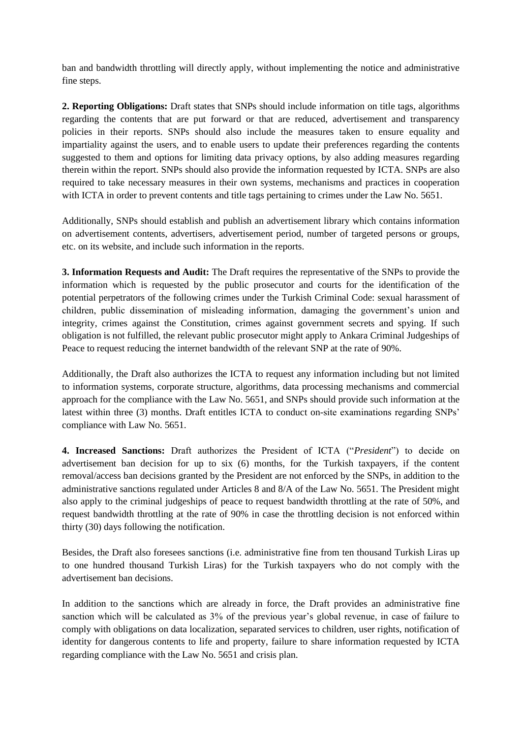ban and bandwidth throttling will directly apply, without implementing the notice and administrative fine steps.

**2. Reporting Obligations:** Draft states that SNPs should include information on title tags, algorithms regarding the contents that are put forward or that are reduced, advertisement and transparency policies in their reports. SNPs should also include the measures taken to ensure equality and impartiality against the users, and to enable users to update their preferences regarding the contents suggested to them and options for limiting data privacy options, by also adding measures regarding therein within the report. SNPs should also provide the information requested by ICTA. SNPs are also required to take necessary measures in their own systems, mechanisms and practices in cooperation with ICTA in order to prevent contents and title tags pertaining to crimes under the Law No. 5651.

Additionally, SNPs should establish and publish an advertisement library which contains information on advertisement contents, advertisers, advertisement period, number of targeted persons or groups, etc. on its website, and include such information in the reports.

**3. Information Requests and Audit:** The Draft requires the representative of the SNPs to provide the information which is requested by the public prosecutor and courts for the identification of the potential perpetrators of the following crimes under the Turkish Criminal Code: sexual harassment of children, public dissemination of misleading information, damaging the government's union and integrity, crimes against the Constitution, crimes against government secrets and spying. If such obligation is not fulfilled, the relevant public prosecutor might apply to Ankara Criminal Judgeships of Peace to request reducing the internet bandwidth of the relevant SNP at the rate of 90%.

Additionally, the Draft also authorizes the ICTA to request any information including but not limited to information systems, corporate structure, algorithms, data processing mechanisms and commercial approach for the compliance with the Law No. 5651, and SNPs should provide such information at the latest within three (3) months. Draft entitles ICTA to conduct on-site examinations regarding SNPs' compliance with Law No. 5651.

**4. Increased Sanctions:** Draft authorizes the President of ICTA ("*President*") to decide on advertisement ban decision for up to six (6) months, for the Turkish taxpayers, if the content removal/access ban decisions granted by the President are not enforced by the SNPs, in addition to the administrative sanctions regulated under Articles 8 and 8/A of the Law No. 5651. The President might also apply to the criminal judgeships of peace to request bandwidth throttling at the rate of 50%, and request bandwidth throttling at the rate of 90% in case the throttling decision is not enforced within thirty (30) days following the notification.

Besides, the Draft also foresees sanctions (i.e. administrative fine from ten thousand Turkish Liras up to one hundred thousand Turkish Liras) for the Turkish taxpayers who do not comply with the advertisement ban decisions.

In addition to the sanctions which are already in force, the Draft provides an administrative fine sanction which will be calculated as 3% of the previous year's global revenue, in case of failure to comply with obligations on data localization, separated services to children, user rights, notification of identity for dangerous contents to life and property, failure to share information requested by ICTA regarding compliance with the Law No. 5651 and crisis plan.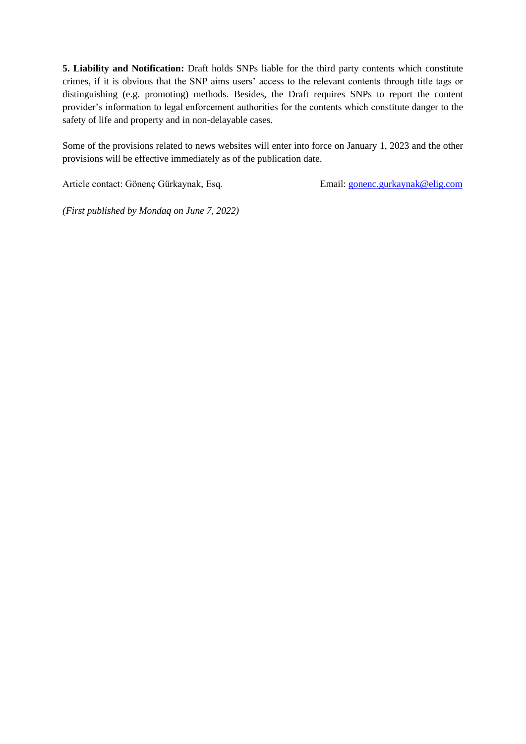**5. Liability and Notification:** Draft holds SNPs liable for the third party contents which constitute crimes, if it is obvious that the SNP aims users' access to the relevant contents through title tags or distinguishing (e.g. promoting) methods. Besides, the Draft requires SNPs to report the content provider's information to legal enforcement authorities for the contents which constitute danger to the safety of life and property and in non-delayable cases.

Some of the provisions related to news websites will enter into force on January 1, 2023 and the other provisions will be effective immediately as of the publication date.

Article contact: Gönenç Gürkaynak, Esq. Email: gonenc.gurkaynak@elig.com

*(First published by Mondaq on June 7, 2022)*